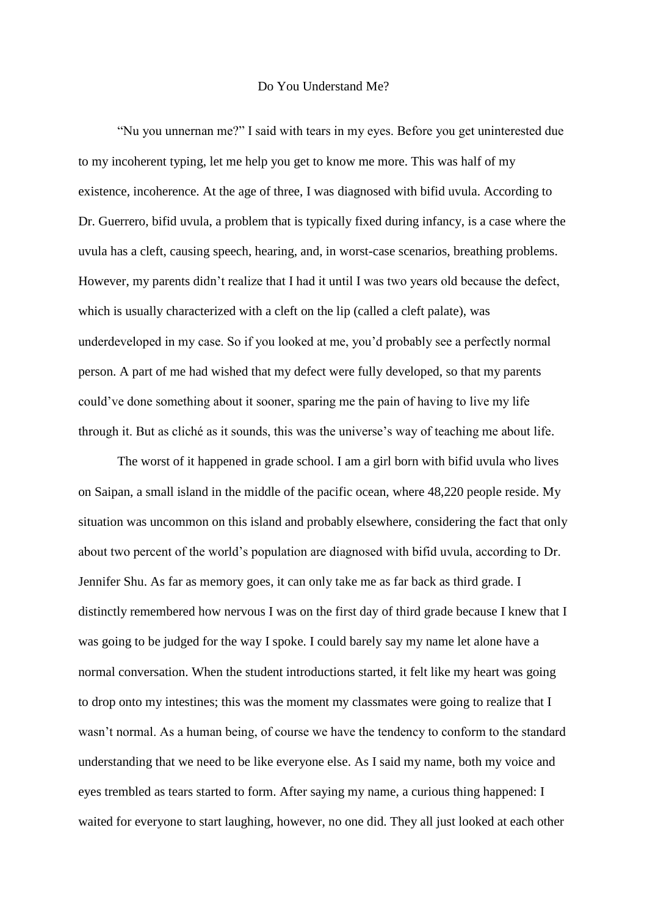# Do You Understand Me?

"Nu you unnernan me?" I said with tears in my eyes. Before you get uninterested due to my incoherent typing, let me help you get to know me more. This was half of my existence, incoherence. At the age of three, I was diagnosed with bifid uvula. According to Dr. Guerrero, bifid uvula, a problem that is typically fixed during infancy, is a case where the uvula has a cleft, causing speech, hearing, and, in worst-case scenarios, breathing problems. However, my parents didn't realize that I had it until I was two years old because the defect, which is usually characterized with a cleft on the lip (called a cleft palate), was underdeveloped in my case. So if you looked at me, you'd probably see a perfectly normal person. A part of me had wished that my defect were fully developed, so that my parents could've done something about it sooner, sparing me the pain of having to live my life through it. But as cliché as it sounds, this was the universe's way of teaching me about life.

The worst of it happened in grade school. I am a girl born with bifid uvula who lives on Saipan, a small island in the middle of the pacific ocean, where 48,220 people reside. My situation was uncommon on this island and probably elsewhere, considering the fact that only about two percent of the world's population are diagnosed with bifid uvula, according to Dr. Jennifer Shu. As far as memory goes, it can only take me as far back as third grade. I distinctly remembered how nervous I was on the first day of third grade because I knew that I was going to be judged for the way I spoke. I could barely say my name let alone have a normal conversation. When the student introductions started, it felt like my heart was going to drop onto my intestines; this was the moment my classmates were going to realize that I wasn't normal. As a human being, of course we have the tendency to conform to the standard understanding that we need to be like everyone else. As I said my name, both my voice and eyes trembled as tears started to form. After saying my name, a curious thing happened: I waited for everyone to start laughing, however, no one did. They all just looked at each other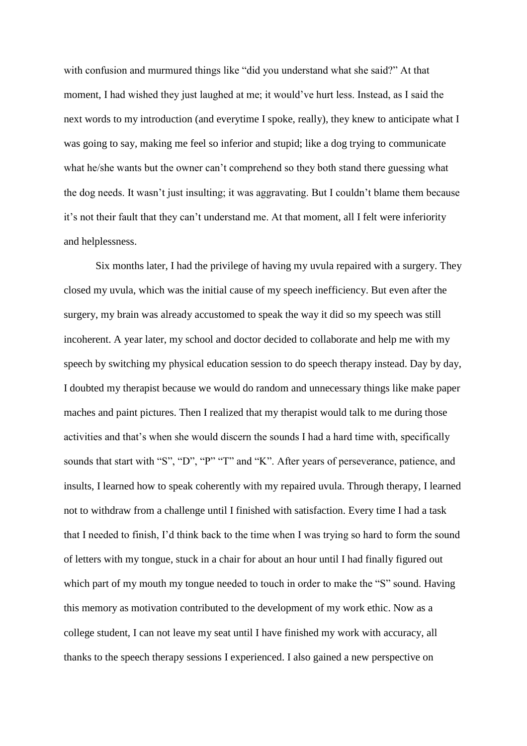with confusion and murmured things like "did you understand what she said?" At that moment, I had wished they just laughed at me; it would've hurt less. Instead, as I said the next words to my introduction (and everytime I spoke, really), they knew to anticipate what I was going to say, making me feel so inferior and stupid; like a dog trying to communicate what he/she wants but the owner can't comprehend so they both stand there guessing what the dog needs. It wasn't just insulting; it was aggravating. But I couldn't blame them because it's not their fault that they can't understand me. At that moment, all I felt were inferiority and helplessness.

Six months later, I had the privilege of having my uvula repaired with a surgery. They closed my uvula, which was the initial cause of my speech inefficiency. But even after the surgery, my brain was already accustomed to speak the way it did so my speech was still incoherent. A year later, my school and doctor decided to collaborate and help me with my speech by switching my physical education session to do speech therapy instead. Day by day, I doubted my therapist because we would do random and unnecessary things like make paper maches and paint pictures. Then I realized that my therapist would talk to me during those activities and that's when she would discern the sounds I had a hard time with, specifically sounds that start with "S", "D", "P" "T" and "K". After years of perseverance, patience, and insults, I learned how to speak coherently with my repaired uvula. Through therapy, I learned not to withdraw from a challenge until I finished with satisfaction. Every time I had a task that I needed to finish, I'd think back to the time when I was trying so hard to form the sound of letters with my tongue, stuck in a chair for about an hour until I had finally figured out which part of my mouth my tongue needed to touch in order to make the "S" sound. Having this memory as motivation contributed to the development of my work ethic. Now as a college student, I can not leave my seat until I have finished my work with accuracy, all thanks to the speech therapy sessions I experienced. I also gained a new perspective on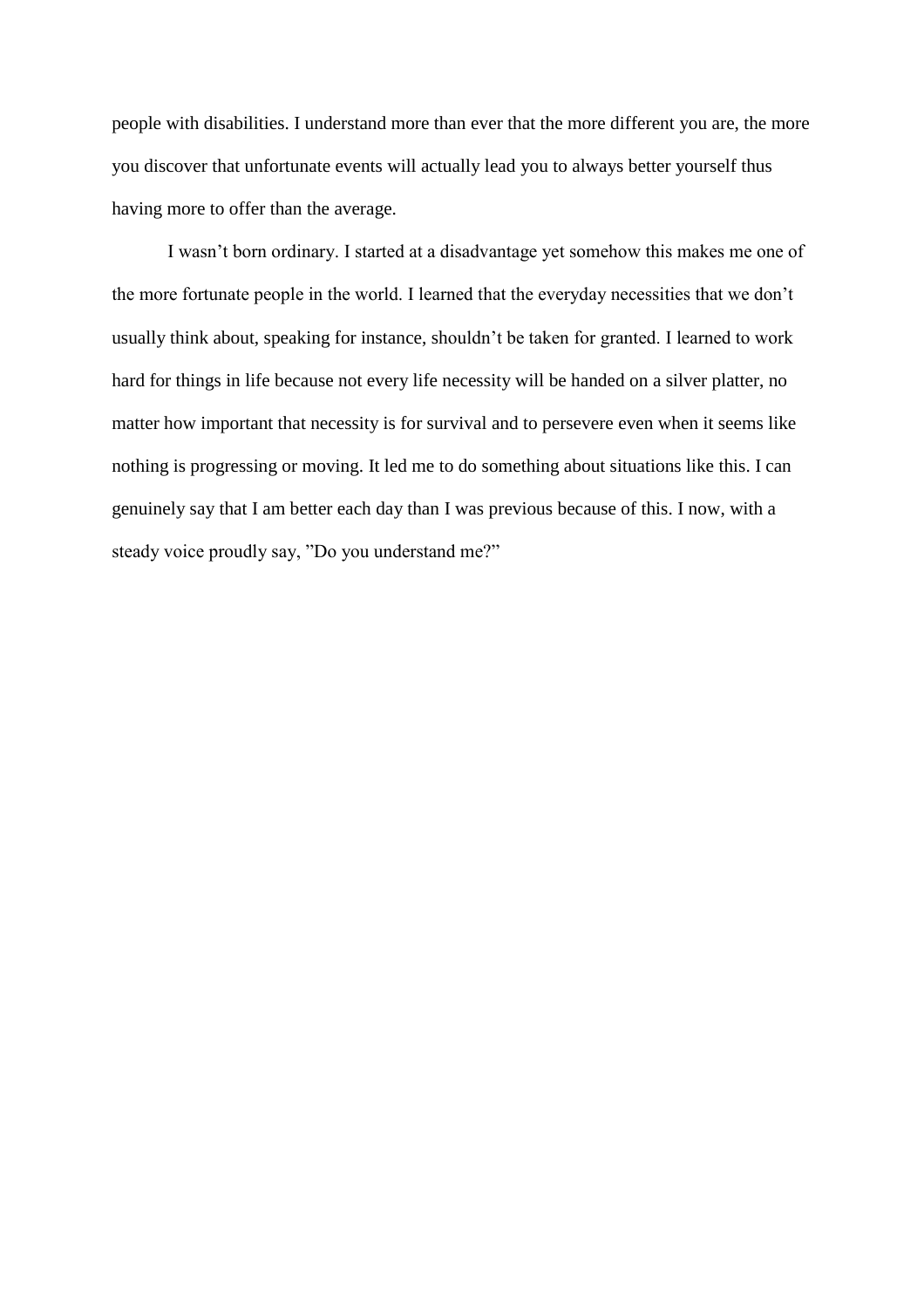people with disabilities. I understand more than ever that the more different you are, the more you discover that unfortunate events will actually lead you to always better yourself thus having more to offer than the average.

I wasn't born ordinary. I started at a disadvantage yet somehow this makes me one of the more fortunate people in the world. I learned that the everyday necessities that we don't usually think about, speaking for instance, shouldn't be taken for granted. I learned to work hard for things in life because not every life necessity will be handed on a silver platter, no matter how important that necessity is for survival and to persevere even when it seems like nothing is progressing or moving. It led me to do something about situations like this. I can genuinely say that I am better each day than I was previous because of this. I now, with a steady voice proudly say, "Do you understand me?"